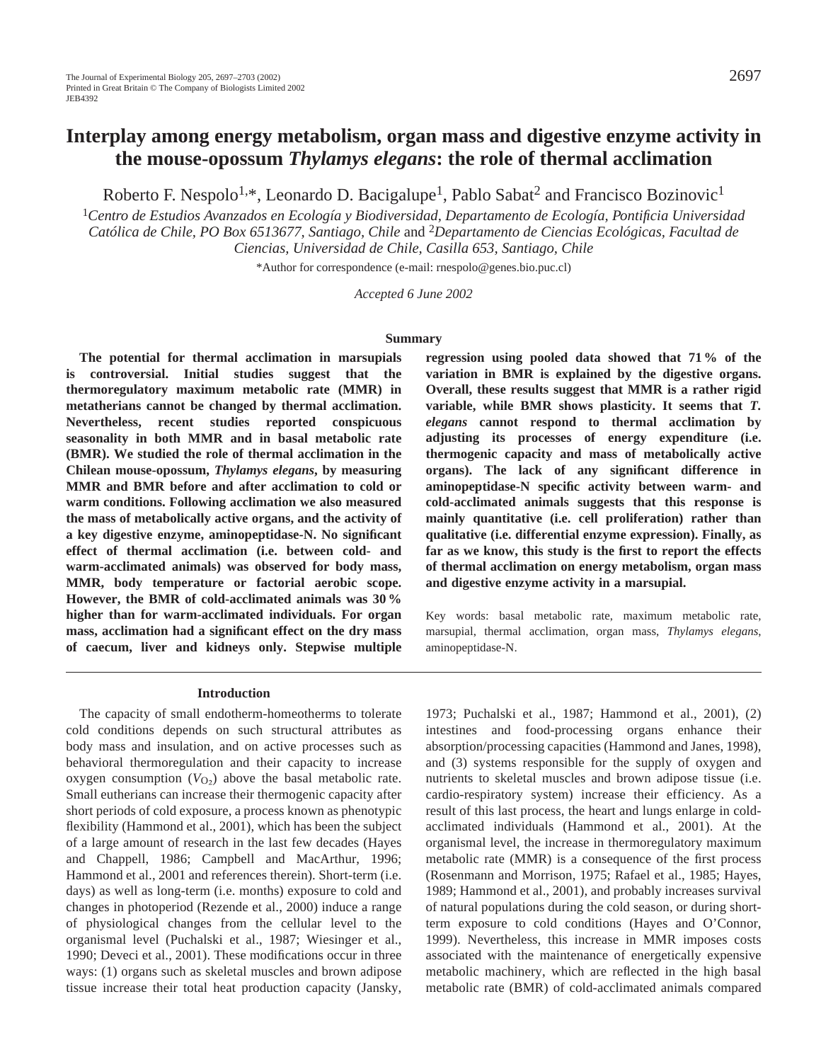# Interplay among energy metabolism, organ mass and digestive enzyme activity in the mouse-opossum *Thylamys elegans*: the role of thermal acclimation

Roberto F. Nespolo[1,*], Leonardo D. Bacigalupe[1], Pablo Sabat[2] and Francisco Bozinovic[1]

[1]*Centro de Estudios Avanzados en Ecología y Biodiversidad, Departamento de Ecología, Pontificia Universidad Católica de Chile, PO Box 6513677, Santiago, Chile* and [2]*Departamento de Ciencias Ecológicas, Facultad de Ciencias, Universidad de Chile, Casilla 653, Santiago, Chile*

*Author for correspondence (e-mail: rnespolo@genes.bio.puc.cl)

*Accepted 6 June 2002*

## Summary

**The potential for thermal acclimation in marsupials is controversial. Initial studies suggest that the thermoregulatory maximum metabolic rate (MMR) in metatherians cannot be changed by thermal acclimation. Nevertheless, recent studies reported conspicuous seasonality in both MMR and in basal metabolic rate (BMR). We studied the role of thermal acclimation in the Chilean mouse-opossum, *Thylamys elegans*, by measuring MMR and BMR before and after acclimation to cold or warm conditions. Following acclimation we also measured the mass of metabolically active organs, and the activity of a key digestive enzyme, aminopeptidase-N. No significant effect of thermal acclimation (i.e. between cold- and warm-acclimated animals) was observed for body mass, MMR, body temperature or factorial aerobic scope. However, the BMR of cold-acclimated animals was 30 % higher than for warm-acclimated individuals. For organ mass, acclimation had a significant effect on the dry mass of caecum, liver and kidneys only. Stepwise multiple regression using pooled data showed that 71 % of the variation in BMR is explained by the digestive organs. Overall, these results suggest that MMR is a rather rigid variable, while BMR shows plasticity. It seems that *T. elegans* cannot respond to thermal acclimation by adjusting its processes of energy expenditure (i.e. thermogenic capacity and mass of metabolically active organs). The lack of any significant difference in aminopeptidase-N specific activity between warm- and cold-acclimated animals suggests that this response is mainly quantitative (i.e. cell proliferation) rather than qualitative (i.e. differential enzyme expression). Finally, as far as we know, this study is the first to report the effects of thermal acclimation on energy metabolism, organ mass and digestive enzyme activity in a marsupial.**

Key words: basal metabolic rate, maximum metabolic rate, marsupial, thermal acclimation, organ mass, *Thylamys elegans*, aminopeptidase-N.

## Introduction

The capacity of small endotherm-homeotherms to tolerate cold conditions depends on such structural attributes as body mass and insulation, and on active processes such as behavioral thermoregulation and their capacity to increase oxygen consumption ($V_{O_2}$) above the basal metabolic rate. Small eutherians can increase their thermogenic capacity after short periods of cold exposure, a process known as phenotypic flexibility (Hammond et al., 2001), which has been the subject of a large amount of research in the last few decades (Hayes and Chappell, 1986; Campbell and MacArthur, 1996; Hammond et al., 2001 and references therein). Short-term (i.e. days) as well as long-term (i.e. months) exposure to cold and changes in photoperiod (Rezende et al., 2000) induce a range of physiological changes from the cellular level to the organismal level (Puchalski et al., 1987; Wiesinger et al., 1990; Deveci et al., 2001). These modifications occur in three ways: (1) organs such as skeletal muscles and brown adipose tissue increase their total heat production capacity (Jansky, 1973; Puchalski et al., 1987; Hammond et al., 2001), (2) intestines and food-processing organs enhance their absorption/processing capacities (Hammond and Janes, 1998), and (3) systems responsible for the supply of oxygen and nutrients to skeletal muscles and brown adipose tissue (i.e. cardio-respiratory system) increase their efficiency. As a result of this last process, the heart and lungs enlarge in cold-acclimated individuals (Hammond et al., 2001). At the organismal level, the increase in thermoregulatory maximum metabolic rate (MMR) is a consequence of the first process (Rosenmann and Morrison, 1975; Rafael et al., 1985; Hayes, 1989; Hammond et al., 2001), and probably increases survival of natural populations during the cold season, or during short-term exposure to cold conditions (Hayes and O'Connor, 1999). Nevertheless, this increase in MMR imposes costs associated with the maintenance of energetically expensive metabolic machinery, which are reflected in the high basal metabolic rate (BMR) of cold-acclimated animals compared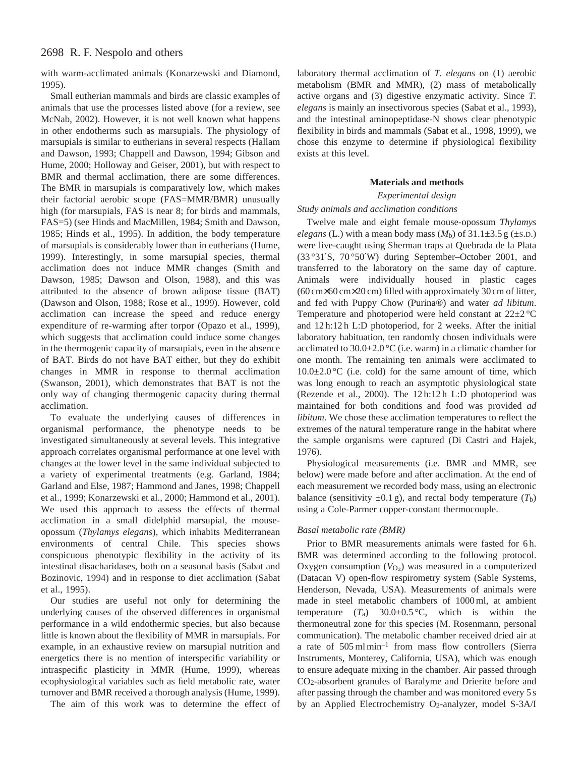with warm-acclimated animals (Konarzewski and Diamond, 1995).

Small eutherian mammals and birds are classic examples of animals that use the processes listed above (for a review, see McNab, 2002). However, it is not well known what happens in other endotherms such as marsupials. The physiology of marsupials is similar to eutherians in several respects (Hallam and Dawson, 1993; Chappell and Dawson, 1994; Gibson and Hume, 2000; Holloway and Geiser, 2001), but with respect to BMR and thermal acclimation, there are some differences. The BMR in marsupials is comparatively low, which makes their factorial aerobic scope (FAS=MMR/BMR) unusually high (for marsupials, FAS is near 8; for birds and mammals, FAS=5) (see Hinds and MacMillen, 1984; Smith and Dawson, 1985; Hinds et al., 1995). In addition, the body temperature of marsupials is considerably lower than in eutherians (Hume, 1999). Interestingly, in some marsupial species, thermal acclimation does not induce MMR changes (Smith and Dawson, 1985; Dawson and Olson, 1988), and this was attributed to the absence of brown adipose tissue (BAT) (Dawson and Olson, 1988; Rose et al., 1999). However, cold acclimation can increase the speed and reduce energy expenditure of re-warming after torpor (Opazo et al., 1999), which suggests that acclimation could induce some changes in the thermogenic capacity of marsupials, even in the absence of BAT. Birds do not have BAT either, but they do exhibit changes in MMR in response to thermal acclimation (Swanson, 2001), which demonstrates that BAT is not the only way of changing thermogenic capacity during thermal acclimation.

To evaluate the underlying causes of differences in organismal performance, the phenotype needs to be investigated simultaneously at several levels. This integrative approach correlates organismal performance at one level with changes at the lower level in the same individual subjected to a variety of experimental treatments (e.g. Garland, 1984; Garland and Else, 1987; Hammond and Janes, 1998; Chappell et al., 1999; Konarzewski et al., 2000; Hammond et al., 2001). We used this approach to assess the effects of thermal acclimation in a small didelphid marsupial, the mouse-opossum (*Thylamys elegans*), which inhabits Mediterranean environments of central Chile. This species shows conspicuous phenotypic flexibility in the activity of its intestinal disacharidases, both on a seasonal basis (Sabat and Bozinovic, 1994) and in response to diet acclimation (Sabat et al., 1995).

Our studies are useful not only for determining the underlying causes of the observed differences in organismal performance in a wild endothermic species, but also because little is known about the flexibility of MMR in marsupials. For example, in an exhaustive review on marsupial nutrition and energetics there is no mention of interspecific variability or intraspecific plasticity in MMR (Hume, 1999), whereas ecophysiological variables such as field metabolic rate, water turnover and BMR received a thorough analysis (Hume, 1999).

The aim of this work was to determine the effect of laboratory thermal acclimation of *T. elegans* on (1) aerobic metabolism (BMR and MMR), (2) mass of metabolically active organs and (3) digestive enzymatic activity. Since *T. elegans* is mainly an insectivorous species (Sabat et al., 1993), and the intestinal aminopeptidase-N shows clear phenotypic flexibility in birds and mammals (Sabat et al., 1998, 1999), we chose this enzyme to determine if physiological flexibility exists at this level.

## Materials and methods

### *Experimental design*

#### *Study animals and acclimation conditions*

Twelve male and eight female mouse-opossum *Thylamys elegans* (L.) with a mean body mass ($M_b$) of 31.1±3.5 g (±S.D.) were live-caught using Sherman traps at Quebrada de la Plata (33°31′S, 70°50′W) during September–October 2001, and transferred to the laboratory on the same day of capture. Animals were individually housed in plastic cages (60 cm×60 cm×20 cm) filled with approximately 30 cm of litter, and fed with Puppy Chow (Purina®) and water *ad libitum*. Temperature and photoperiod were held constant at 22±2 °C and 12 h:12 h L:D photoperiod, for 2 weeks. After the initial laboratory habituation, ten randomly chosen individuals were acclimated to 30.0±2.0 °C (i.e. warm) in a climatic chamber for one month. The remaining ten animals were acclimated to 10.0±2.0 °C (i.e. cold) for the same amount of time, which was long enough to reach an asymptotic physiological state (Rezende et al., 2000). The 12 h:12 h L:D photoperiod was maintained for both conditions and food was provided *ad libitum*. We chose these acclimation temperatures to reflect the extremes of the natural temperature range in the habitat where the sample organisms were captured (Di Castri and Hajek, 1976).

Physiological measurements (i.e. BMR and MMR, see below) were made before and after acclimation. At the end of each measurement we recorded body mass, using an electronic balance (sensitivity ±0.1 g), and rectal body temperature ($T_b$) using a Cole-Parmer copper-constant thermocouple.

#### *Basal metabolic rate (BMR)*

Prior to BMR measurements animals were fasted for 6 h. BMR was determined according to the following protocol. Oxygen consumption ($V_{O_2}$) was measured in a computerized (Datacan V) open-flow respirometry system (Sable Systems, Henderson, Nevada, USA). Measurements of animals were made in steel metabolic chambers of 1000 ml, at ambient temperature ($T_a$) 30.0±0.5 °C, which is within the thermoneutral zone for this species (M. Rosenmann, personal communication). The metabolic chamber received dried air at a rate of 505 ml min$^{-1}$ from mass flow controllers (Sierra Instruments, Monterey, California, USA), which was enough to ensure adequate mixing in the chamber. Air passed through $CO_2$-absorbent granules of Baralyme and Drierite before and after passing through the chamber and was monitored every 5 s by an Applied Electrochemistry $O_2$-analyzer, model S-3A/I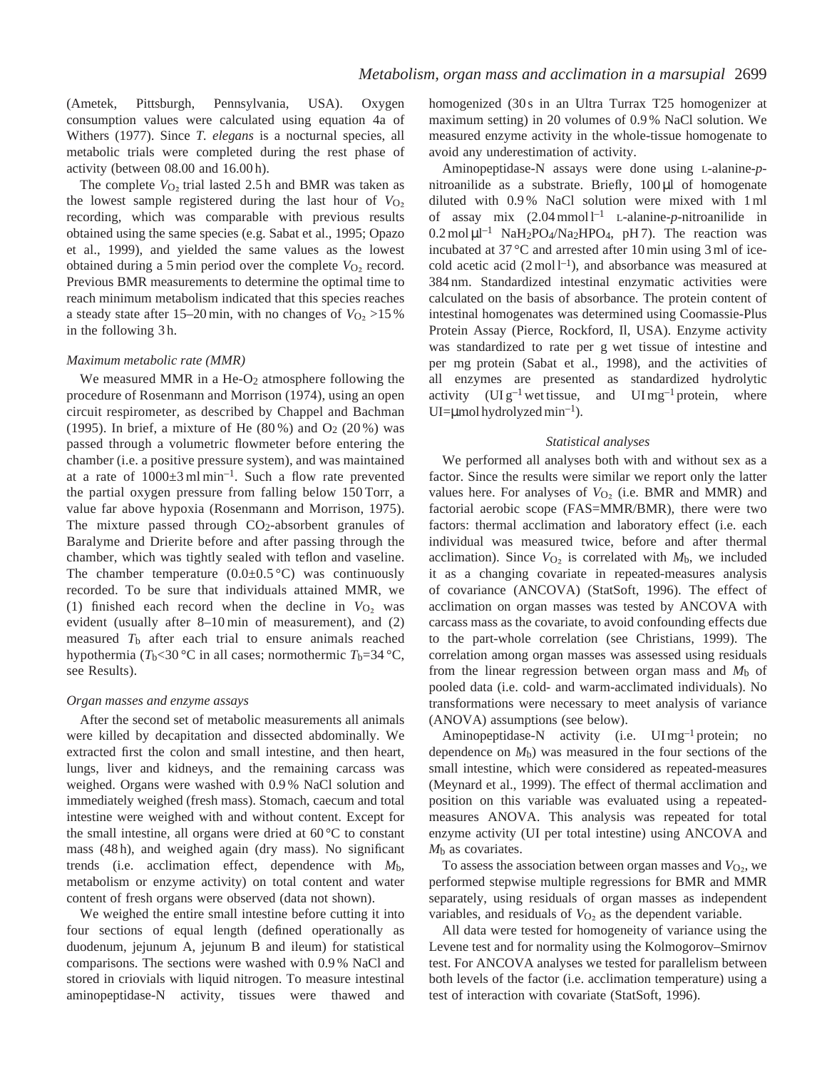(Ametek, Pittsburgh, Pennsylvania, USA). Oxygen consumption values were calculated using equation 4a of Withers (1977). Since *T. elegans* is a nocturnal species, all metabolic trials were completed during the rest phase of activity (between 08.00 and 16.00 h).

The complete $V_{O_2}$ trial lasted 2.5 h and BMR was taken as the lowest sample registered during the last hour of $V_{O_2}$ recording, which was comparable with previous results obtained using the same species (e.g. Sabat et al., 1995; Opazo et al., 1999), and yielded the same values as the lowest obtained during a 5 min period over the complete $V_{O_2}$ record. Previous BMR measurements to determine the optimal time to reach minimum metabolism indicated that this species reaches a steady state after 15–20 min, with no changes of $V_{O_2}$ >15 % in the following 3 h.

### *Maximum metabolic rate (MMR)*

We measured MMR in a He-$O_2$ atmosphere following the procedure of Rosenmann and Morrison (1974), using an open circuit respirometer, as described by Chappel and Bachman (1995). In brief, a mixture of He (80 %) and $O_2$ (20 %) was passed through a volumetric flowmeter before entering the chamber (i.e. a positive pressure system), and was maintained at a rate of 1000±3 ml min$^{-1}$. Such a flow rate prevented the partial oxygen pressure from falling below 150 Torr, a value far above hypoxia (Rosenmann and Morrison, 1975). The mixture passed through $CO_2$-absorbent granules of Baralyme and Drierite before and after passing through the chamber, which was tightly sealed with teflon and vaseline. The chamber temperature (0.0±0.5 °C) was continuously recorded. To be sure that individuals attained MMR, we (1) finished each record when the decline in $V_{O_2}$ was evident (usually after 8–10 min of measurement), and (2) measured $T_b$ after each trial to ensure animals reached hypothermia ($T_b$<30 °C in all cases; normothermic $T_b$=34 °C, see Results).

### *Organ masses and enzyme assays*

After the second set of metabolic measurements all animals were killed by decapitation and dissected abdominally. We extracted first the colon and small intestine, and then heart, lungs, liver and kidneys, and the remaining carcass was weighed. Organs were washed with 0.9 % NaCl solution and immediately weighed (fresh mass). Stomach, caecum and total intestine were weighed with and without content. Except for the small intestine, all organs were dried at 60 °C to constant mass (48 h), and weighed again (dry mass). No significant trends (i.e. acclimation effect, dependence with $M_b$, metabolism or enzyme activity) on total content and water content of fresh organs were observed (data not shown).

We weighed the entire small intestine before cutting it into four sections of equal length (defined operationally as duodenum, jejunum A, jejunum B and ileum) for statistical comparisons. The sections were washed with 0.9 % NaCl and stored in criovials with liquid nitrogen. To measure intestinal aminopeptidase-N activity, tissues were thawed and homogenized (30 s in an Ultra Turrax T25 homogenizer at maximum setting) in 20 volumes of 0.9 % NaCl solution. We measured enzyme activity in the whole-tissue homogenate to avoid any underestimation of activity.

Aminopeptidase-N assays were done using L-alanine-*p*-nitroanilide as a substrate. Briefly, 100 µl of homogenate diluted with 0.9 % NaCl solution were mixed with 1 ml of assay mix (2.04 mmol l$^{-1}$ L-alanine-*p*-nitroanilide in 0.2 mol µl$^{-1}$ $NaH_2PO_4$/$Na_2HPO_4$, pH 7). The reaction was incubated at 37 °C and arrested after 10 min using 3 ml of ice-cold acetic acid (2 mol l$^{-1}$), and absorbance was measured at 384 nm. Standardized intestinal enzymatic activities were calculated on the basis of absorbance. The protein content of intestinal homogenates was determined using Coomassie-Plus Protein Assay (Pierce, Rockford, Il, USA). Enzyme activity was standardized to rate per g wet tissue of intestine and per mg protein (Sabat et al., 1998), and the activities of all enzymes are presented as standardized hydrolytic activity (UI g$^{-1}$ wet tissue, and UI mg$^{-1}$ protein, where UI=µmol hydrolyzed min$^{-1}$).

### *Statistical analyses*

We performed all analyses both with and without sex as a factor. Since the results were similar we report only the latter values here. For analyses of $V_{O_2}$ (i.e. BMR and MMR) and factorial aerobic scope (FAS=MMR/BMR), there were two factors: thermal acclimation and laboratory effect (i.e. each individual was measured twice, before and after thermal acclimation). Since $V_{O_2}$ is correlated with $M_b$, we included it as a changing covariate in repeated-measures analysis of covariance (ANCOVA) (StatSoft, 1996). The effect of acclimation on organ masses was tested by ANCOVA with carcass mass as the covariate, to avoid confounding effects due to the part-whole correlation (see Christians, 1999). The correlation among organ masses was assessed using residuals from the linear regression between organ mass and $M_b$ of pooled data (i.e. cold- and warm-acclimated individuals). No transformations were necessary to meet analysis of variance (ANOVA) assumptions (see below).

Aminopeptidase-N activity (i.e. UI mg$^{-1}$ protein; no dependence on $M_b$) was measured in the four sections of the small intestine, which were considered as repeated-measures (Meynard et al., 1999). The effect of thermal acclimation and position on this variable was evaluated using a repeated-measures ANOVA. This analysis was repeated for total enzyme activity (UI per total intestine) using ANCOVA and $M_b$ as covariates.

To assess the association between organ masses and $V_{O_2}$, we performed stepwise multiple regressions for BMR and MMR separately, using residuals of organ masses as independent variables, and residuals of $V_{O_2}$ as the dependent variable.

All data were tested for homogeneity of variance using the Levene test and for normality using the Kolmogorov–Smirnov test. For ANCOVA analyses we tested for parallelism between both levels of the factor (i.e. acclimation temperature) using a test of interaction with covariate (StatSoft, 1996).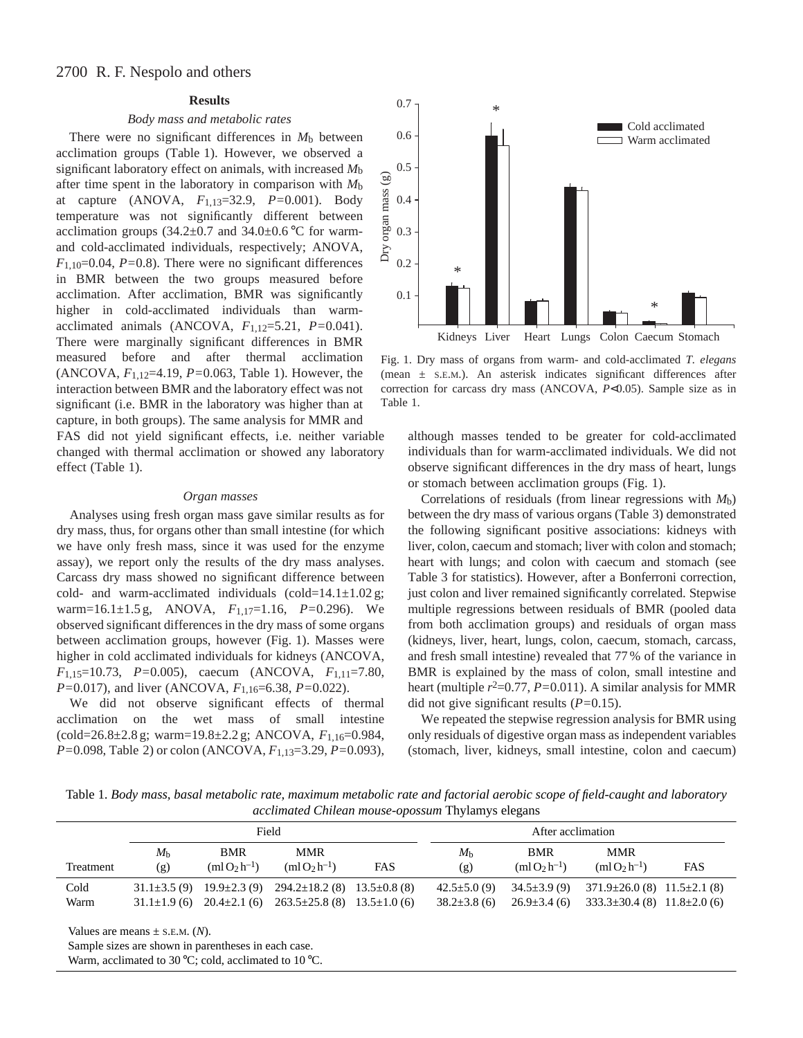## Results

### *Body mass and metabolic rates*

There were no significant differences in $M_b$ between acclimation groups (Table 1). However, we observed a significant laboratory effect on animals, with increased $M_b$ after time spent in the laboratory in comparison with $M_b$ at capture (ANOVA, $F_{1,13}$=32.9, $P$=0.001). Body temperature was not significantly different between acclimation groups (34.2±0.7 and 34.0±0.6 °C for warm- and cold-acclimated individuals, respectively; ANOVA, $F_{1,10}$=0.04, $P$=0.8). There were no significant differences in BMR between the two groups measured before acclimation. After acclimation, BMR was significantly higher in cold-acclimated individuals than warm-acclimated animals (ANCOVA, $F_{1,12}$=5.21, $P$=0.041). There were marginally significant differences in BMR measured before and after thermal acclimation (ANCOVA, $F_{1,12}$=4.19, $P$=0.063, Table 1). However, the interaction between BMR and the laboratory effect was not significant (i.e. BMR in the laboratory was higher than at capture, in both groups). The same analysis for MMR and FAS did not yield significant effects, i.e. neither variable changed with thermal acclimation or showed any laboratory effect (Table 1).

### *Organ masses*

Analyses using fresh organ mass gave similar results as for dry mass, thus, for organs other than small intestine (for which we have only fresh mass, since it was used for the enzyme assay), we report only the results of the dry mass analyses. Carcass dry mass showed no significant difference between cold- and warm-acclimated individuals (cold=14.1±1.02 g; warm=16.1±1.5 g, ANOVA, $F_{1,17}$=1.16, $P$=0.296). We observed significant differences in the dry mass of some organs between acclimation groups, however (Fig. 1). Masses were higher in cold acclimated individuals for kidneys (ANCOVA, $F_{1,15}$=10.73, $P$=0.005), caecum (ANCOVA, $F_{1,11}$=7.80, $P$=0.017), and liver (ANCOVA, $F_{1,16}$=6.38, $P$=0.022).

We did not observe significant effects of thermal acclimation on the wet mass of small intestine (cold=26.8±2.8 g; warm=19.8±2.2 g; ANCOVA, $F_{1,16}$=0.984, $P$=0.098, Table 2) or colon (ANCOVA, $F_{1,13}$=3.29, $P$=0.093), although masses tended to be greater for cold-acclimated individuals than for warm-acclimated individuals. We did not observe significant differences in the dry mass of heart, lungs or stomach between acclimation groups (Fig. 1).

Fig. 1. Dry mass of organs from warm- and cold-acclimated *T. elegans* (mean ± S.E.M.). An asterisk indicates significant differences after correction for carcass dry mass (ANCOVA, $P$<0.05). Sample size as in Table 1.

Correlations of residuals (from linear regressions with $M_b$) between the dry mass of various organs (Table 3) demonstrated the following significant positive associations: kidneys with liver, colon, caecum and stomach; liver with colon and stomach; heart with lungs; and colon with caecum and stomach (see Table 3 for statistics). However, after a Bonferroni correction, just colon and liver remained significantly correlated. Stepwise multiple regressions between residuals of BMR (pooled data from both acclimation groups) and residuals of organ mass (kidneys, liver, heart, lungs, colon, caecum, stomach, carcass, and fresh small intestine) revealed that 77 % of the variance in BMR is explained by the mass of colon, small intestine and heart (multiple $r^2$=0.77, $P$=0.011). A similar analysis for MMR did not give significant results ($P$=0.15).

We repeated the stepwise regression analysis for BMR using only residuals of digestive organ mass as independent variables (stomach, liver, kidneys, small intestine, colon and caecum)

Table 1. *Body mass, basal metabolic rate, maximum metabolic rate and factorial aerobic scope of field-caught and laboratory acclimated Chilean mouse-opossum* Thylamys elegans

| | Field | | | | After acclimation | | | |
|---|---|---|---|---|---|---|---|---|
| Treatment | $M_b$ (g) | BMR ($ml\,O_2\,h^{-1}$) | MMR ($ml\,O_2\,h^{-1}$) | FAS | $M_b$ (g) | BMR ($ml\,O_2\,h^{-1}$) | MMR ($ml\,O_2\,h^{-1}$) | FAS |
| Cold | 31.1±3.5 (9) | 19.9±2.3 (9) | 294.2±18.2 (8) | 13.5±0.8 (8) | 42.5±5.0 (9) | 34.5±3.9 (9) | 371.9±26.0 (8) | 11.5±2.1 (8) |
| Warm | 31.1±1.9 (6) | 20.4±2.1 (6) | 263.5±25.8 (8) | 13.5±1.0 (6) | 38.2±3.8 (6) | 26.9±3.4 (6) | 333.3±30.4 (8) | 11.8±2.0 (6) |

Values are means ± S.E.M. ($N$).

Sample sizes are shown in parentheses in each case.

Warm, acclimated to 30 °C; cold, acclimated to 10 °C.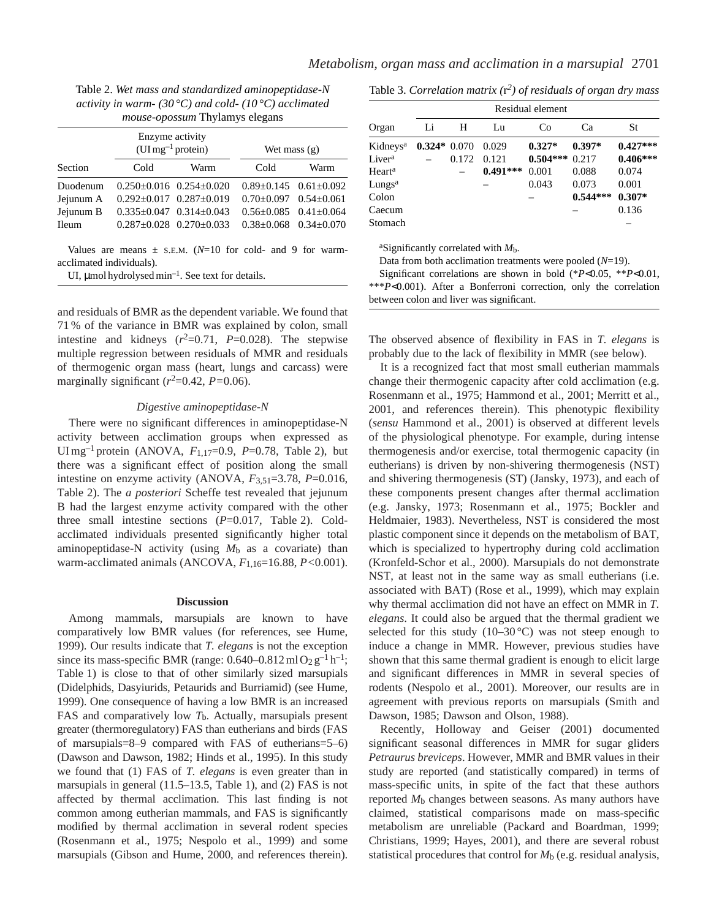Table 2. *Wet mass and standardized aminopeptidase-N activity in warm- (30 °C) and cold- (10 °C) acclimated mouse-opossum* Thylamys elegans

| Section | Enzyme activity ($UI\,mg^{-1}$ protein) | | Wet mass (g) | |
|---|---|---|---|---|
| | Cold | Warm | Cold | Warm |
| Duodenum | 0.250±0.016 | 0.254±0.020 | 0.89±0.145 | 0.61±0.092 |
| Jejunum A | 0.292±0.017 | 0.287±0.019 | 0.70±0.097 | 0.54±0.061 |
| Jejunum B | 0.335±0.047 | 0.314±0.043 | 0.56±0.085 | 0.41±0.064 |
| Ileum | 0.287±0.028 | 0.270±0.033 | 0.38±0.068 | 0.34±0.070 |

Values are means ± S.E.M. ($N$=10 for cold- and 9 for warm-acclimated individuals).

UI, μmol hydrolysed $min^{-1}$. See text for details.

Table 3. *Correlation matrix ($r^2$) of residuals of organ dry mass*

| Organ | Residual element | | | | | |
|---|---|---|---|---|---|---|
| | Li | H | Lu | Co | Ca | St |
| Kidneys[a] | **0.324*** | 0.070 | 0.029 | **0.327*** | **0.397*** | **0.427***** |
| Liver[a] | – | 0.172 | 0.121 | **0.504***** | 0.217 | **0.406***** |
| Heart[a] | | – | **0.491***** | 0.001 | 0.088 | 0.074 |
| Lungs[a] | | | – | 0.043 | 0.073 | 0.001 |
| Colon | | | | – | **0.544***** | **0.307*** |
| Caecum | | | | | – | 0.136 |
| Stomach | | | | | | – |

[a]Significantly correlated with $M_b$.

Data from both acclimation treatments were pooled ($N$=19).

Significant correlations are shown in bold (*$P$<0.05, **$P$<0.01, ***$P$<0.001). After a Bonferroni correction, only the correlation between colon and liver was significant.

and residuals of BMR as the dependent variable. We found that 71 % of the variance in BMR was explained by colon, small intestine and kidneys ($r^2$=0.71, $P$=0.028). The stepwise multiple regression between residuals of MMR and residuals of thermogenic organ mass (heart, lungs and carcass) were marginally significant ($r^2$=0.42, $P$=0.06).

### *Digestive aminopeptidase-N*

There were no significant differences in aminopeptidase-N activity between acclimation groups when expressed as $UI\,mg^{-1}$ protein (ANOVA, $F_{1,17}$=0.9, $P$=0.78, Table 2), but there was a significant effect of position along the small intestine on enzyme activity (ANOVA, $F_{3,51}$=3.78, $P$=0.016, Table 2). The *a posteriori* Scheffe test revealed that jejunum B had the largest enzyme activity compared with the other three small intestine sections ($P$=0.017, Table 2). Cold-acclimated individuals presented significantly higher total aminopeptidase-N activity (using $M_b$ as a covariate) than warm-acclimated animals (ANCOVA, $F_{1,16}$=16.88, $P$<0.001).

## Discussion

Among mammals, marsupials are known to have comparatively low BMR values (for references, see Hume, 1999). Our results indicate that *T. elegans* is not the exception since its mass-specific BMR (range: 0.640–0.812 $ml\,O_2\,g^{-1}\,h^{-1}$; Table 1) is close to that of other similarly sized marsupials (Didelphids, Dasyiurids, Petaurids and Burriamid) (see Hume, 1999). One consequence of having a low BMR is an increased FAS and comparatively low $T_b$. Actually, marsupials present greater (thermoregulatory) FAS than eutherians and birds (FAS of marsupials=8–9 compared with FAS of eutherians=5–6) (Dawson and Dawson, 1982; Hinds et al., 1995). In this study we found that (1) FAS of *T. elegans* is even greater than in marsupials in general (11.5–13.5, Table 1), and (2) FAS is not affected by thermal acclimation. This last finding is not common among eutherian mammals, and FAS is significantly modified by thermal acclimation in several rodent species (Rosenmann et al., 1975; Nespolo et al., 1999) and some marsupials (Gibson and Hume, 2000, and references therein). The observed absence of flexibility in FAS in *T. elegans* is probably due to the lack of flexibility in MMR (see below).

It is a recognized fact that most small eutherian mammals change their thermogenic capacity after cold acclimation (e.g. Rosenmann et al., 1975; Hammond et al., 2001; Merritt et al., 2001, and references therein). This phenotypic flexibility (*sensu* Hammond et al., 2001) is observed at different levels of the physiological phenotype. For example, during intense thermogenesis and/or exercise, total thermogenic capacity (in eutherians) is driven by non-shivering thermogenesis (NST) and shivering thermogenesis (ST) (Jansky, 1973), and each of these components present changes after thermal acclimation (e.g. Jansky, 1973; Rosenmann et al., 1975; Bockler and Heldmaier, 1983). Nevertheless, NST is considered the most plastic component since it depends on the metabolism of BAT, which is specialized to hypertrophy during cold acclimation (Kronfeld-Schor et al., 2000). Marsupials do not demonstrate NST, at least not in the same way as small eutherians (i.e. associated with BAT) (Rose et al., 1999), which may explain why thermal acclimation did not have an effect on MMR in *T. elegans*. It could also be argued that the thermal gradient we selected for this study (10–30 °C) was not steep enough to induce a change in MMR. However, previous studies have shown that this same thermal gradient is enough to elicit large and significant differences in MMR in several species of rodents (Nespolo et al., 2001). Moreover, our results are in agreement with previous reports on marsupials (Smith and Dawson, 1985; Dawson and Olson, 1988).

Recently, Holloway and Geiser (2001) documented significant seasonal differences in MMR for sugar gliders *Petraurus breviceps*. However, MMR and BMR values in their study are reported (and statistically compared) in terms of mass-specific units, in spite of the fact that these authors reported $M_b$ changes between seasons. As many authors have claimed, statistical comparisons made on mass-specific metabolism are unreliable (Packard and Boardman, 1999; Christians, 1999; Hayes, 2001), and there are several robust statistical procedures that control for $M_b$ (e.g. residual analysis,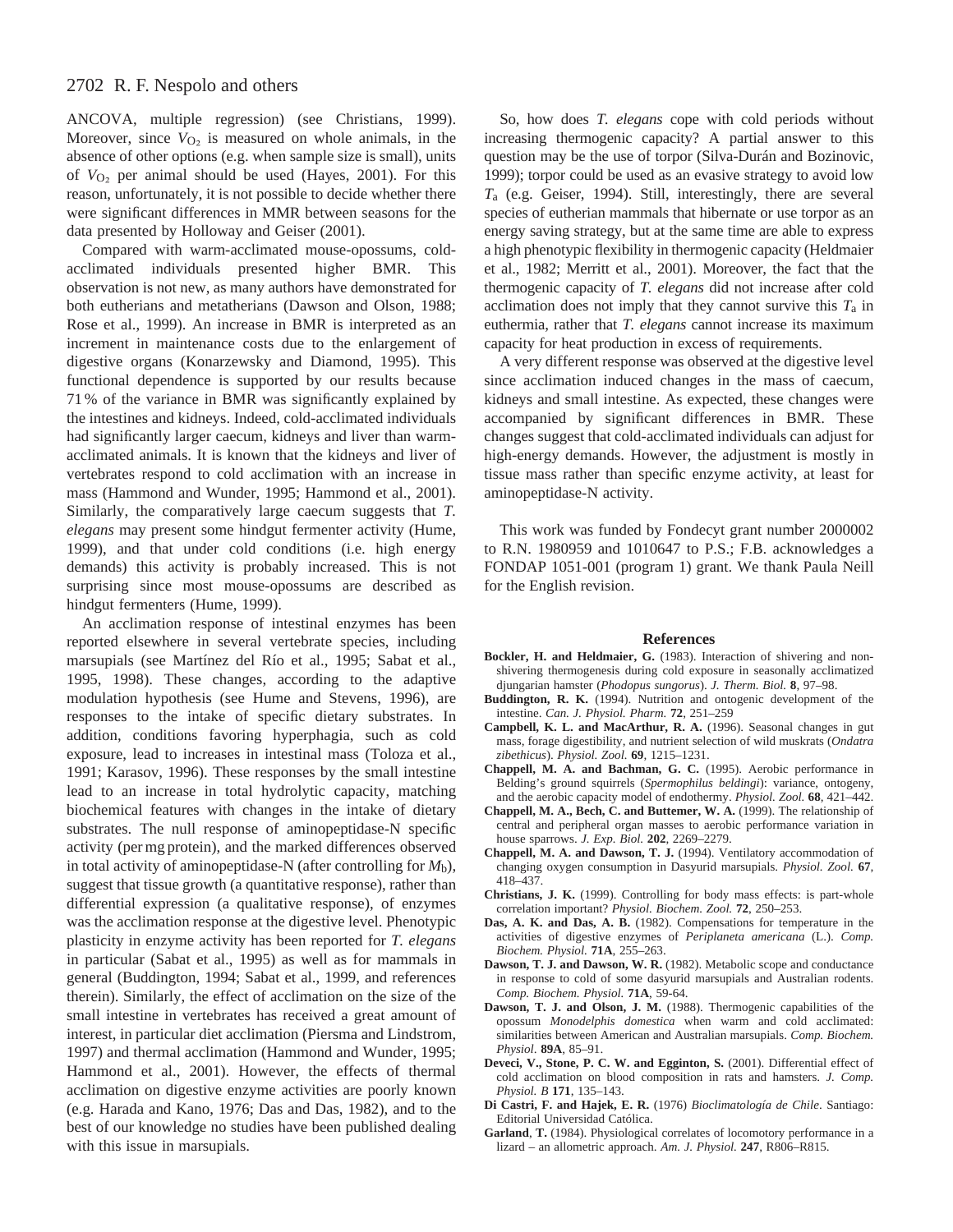ANCOVA, multiple regression) (see Christians, 1999). Moreover, since $V_{O_2}$ is measured on whole animals, in the absence of other options (e.g. when sample size is small), units of $V_{O_2}$ per animal should be used (Hayes, 2001). For this reason, unfortunately, it is not possible to decide whether there were significant differences in MMR between seasons for the data presented by Holloway and Geiser (2001).

Compared with warm-acclimated mouse-opossums, cold-acclimated individuals presented higher BMR. This observation is not new, as many authors have demonstrated for both eutherians and metatherians (Dawson and Olson, 1988; Rose et al., 1999). An increase in BMR is interpreted as an increment in maintenance costs due to the enlargement of digestive organs (Konarzewsky and Diamond, 1995). This functional dependence is supported by our results because 71% of the variance in BMR was significantly explained by the intestines and kidneys. Indeed, cold-acclimated individuals had significantly larger caecum, kidneys and liver than warm-acclimated animals. It is known that the kidneys and liver of vertebrates respond to cold acclimation with an increase in mass (Hammond and Wunder, 1995; Hammond et al., 2001). Similarly, the comparatively large caecum suggests that *T. elegans* may present some hindgut fermenter activity (Hume, 1999), and that under cold conditions (i.e. high energy demands) this activity is probably increased. This is not surprising since most mouse-opossums are described as hindgut fermenters (Hume, 1999).

An acclimation response of intestinal enzymes has been reported elsewhere in several vertebrate species, including marsupials (see Martínez del Río et al., 1995; Sabat et al., 1995, 1998). These changes, according to the adaptive modulation hypothesis (see Hume and Stevens, 1996), are responses to the intake of specific dietary substrates. In addition, conditions favoring hyperphagia, such as cold exposure, lead to increases in intestinal mass (Toloza et al., 1991; Karasov, 1996). These responses by the small intestine lead to an increase in total hydrolytic capacity, matching biochemical features with changes in the intake of dietary substrates. The null response of aminopeptidase-N specific activity (per mg protein), and the marked differences observed in total activity of aminopeptidase-N (after controlling for $M_b$), suggest that tissue growth (a quantitative response), rather than differential expression (a qualitative response), of enzymes was the acclimation response at the digestive level. Phenotypic plasticity in enzyme activity has been reported for *T. elegans* in particular (Sabat et al., 1995) as well as for mammals in general (Buddington, 1994; Sabat et al., 1999, and references therein). Similarly, the effect of acclimation on the size of the small intestine in vertebrates has received a great amount of interest, in particular diet acclimation (Piersma and Lindstrom, 1997) and thermal acclimation (Hammond and Wunder, 1995; Hammond et al., 2001). However, the effects of thermal acclimation on digestive enzyme activities are poorly known (e.g. Harada and Kano, 1976; Das and Das, 1982), and to the best of our knowledge no studies have been published dealing with this issue in marsupials.

So, how does *T. elegans* cope with cold periods without increasing thermogenic capacity? A partial answer to this question may be the use of torpor (Silva-Durán and Bozinovic, 1999); torpor could be used as an evasive strategy to avoid low $T_a$ (e.g. Geiser, 1994). Still, interestingly, there are several species of eutherian mammals that hibernate or use torpor as an energy saving strategy, but at the same time are able to express a high phenotypic flexibility in thermogenic capacity (Heldmaier et al., 1982; Merritt et al., 2001). Moreover, the fact that the thermogenic capacity of *T. elegans* did not increase after cold acclimation does not imply that they cannot survive this $T_a$ in euthermia, rather that *T. elegans* cannot increase its maximum capacity for heat production in excess of requirements.

A very different response was observed at the digestive level since acclimation induced changes in the mass of caecum, kidneys and small intestine. As expected, these changes were accompanied by significant differences in BMR. These changes suggest that cold-acclimated individuals can adjust for high-energy demands. However, the adjustment is mostly in tissue mass rather than specific enzyme activity, at least for aminopeptidase-N activity.

This work was funded by Fondecyt grant number 2000002 to R.N. 1980959 and 1010647 to P.S.; F.B. acknowledges a FONDAP 1051-001 (program 1) grant. We thank Paula Neill for the English revision.

## References

**Bockler, H. and Heldmaier, G.** (1983). Interaction of shivering and non-shivering thermogenesis during cold exposure in seasonally acclimatized djungarian hamster (*Phodopus sungorus*). *J. Therm. Biol.* **8**, 97–98.

**Buddington, R. K.** (1994). Nutrition and ontogenic development of the intestine. *Can. J. Physiol. Pharm.* **72**, 251–259

**Campbell, K. L. and MacArthur, R. A.** (1996). Seasonal changes in gut mass, forage digestibility, and nutrient selection of wild muskrats (*Ondatra zibethicus*). *Physiol. Zool.* **69**, 1215–1231.

**Chappell, M. A. and Bachman, G. C.** (1995). Aerobic performance in Belding's ground squirrels (*Spermophilus beldingi*): variance, ontogeny, and the aerobic capacity model of endothermy. *Physiol. Zool.* **68**, 421–442.

**Chappell, M. A., Bech, C. and Buttemer, W. A.** (1999). The relationship of central and peripheral organ masses to aerobic performance variation in house sparrows. *J. Exp. Biol.* **202**, 2269–2279.

**Chappell, M. A. and Dawson, T. J.** (1994). Ventilatory accommodation of changing oxygen consumption in Dasyurid marsupials. *Physiol. Zool.* **67**, 418–437.

**Christians, J. K.** (1999). Controlling for body mass effects: is part-whole correlation important? *Physiol. Biochem. Zool.* **72**, 250–253.

**Das, A. K. and Das, A. B.** (1982). Compensations for temperature in the activities of digestive enzymes of *Periplaneta americana* (L.). *Comp. Biochem. Physiol.* **71A**, 255–263.

**Dawson, T. J. and Dawson, W. R.** (1982). Metabolic scope and conductance in response to cold of some dasyurid marsupials and Australian rodents. *Comp. Biochem. Physiol.* **71A**, 59-64.

**Dawson, T. J. and Olson, J. M.** (1988). Thermogenic capabilities of the opossum *Monodelphis domestica* when warm and cold acclimated: similarities between American and Australian marsupials. *Comp. Biochem. Physiol.* **89A**, 85–91.

**Deveci, V., Stone, P. C. W. and Egginton, S.** (2001). Differential effect of cold acclimation on blood composition in rats and hamsters. *J. Comp. Physiol. B* **171**, 135–143.

**Di Castri, F. and Hajek, E. R.** (1976) *Bioclimatología de Chile*. Santiago: Editorial Universidad Católica.

**Garland**, **T.** (1984). Physiological correlates of locomotory performance in a lizard – an allometric approach. *Am. J. Physiol.* **247**, R806–R815.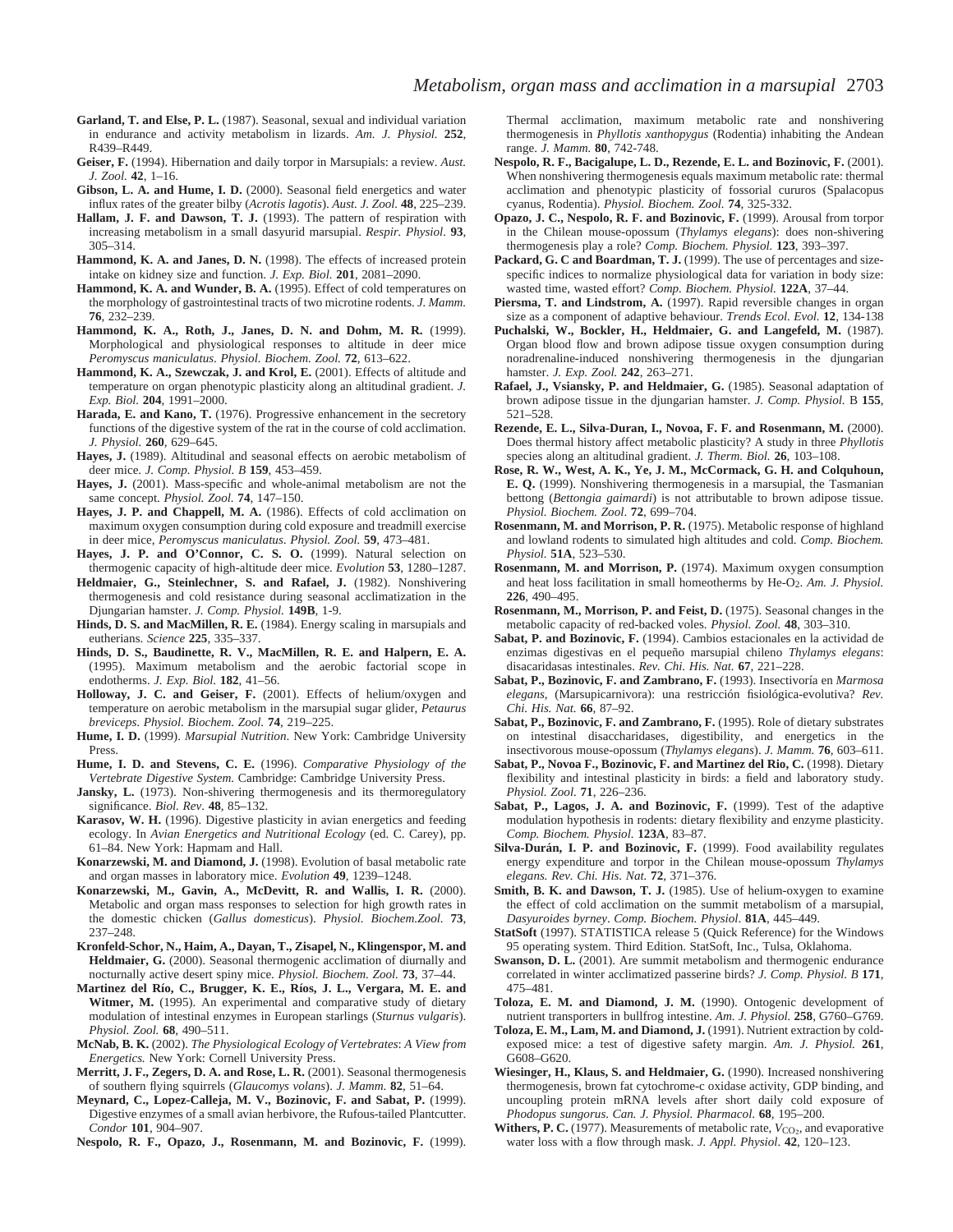**Garland, T. and Else, P. L.** (1987). Seasonal, sexual and individual variation in endurance and activity metabolism in lizards. *Am. J. Physiol.* **252**, R439–R449.

**Geiser, F.** (1994). Hibernation and daily torpor in Marsupials: a review. *Aust. J. Zool.* **42**, 1–16.

**Gibson, L. A. and Hume, I. D.** (2000). Seasonal field energetics and water influx rates of the greater bilby (*Acrotis lagotis*). *Aust. J. Zool.* **48**, 225–239.

**Hallam, J. F. and Dawson, T. J.** (1993). The pattern of respiration with increasing metabolism in a small dasyurid marsupial. *Respir. Physiol.* **93**, 305–314.

**Hammond, K. A. and Janes, D. N.** (1998). The effects of increased protein intake on kidney size and function. *J. Exp. Biol.* **201**, 2081–2090.

**Hammond, K. A. and Wunder, B. A.** (1995). Effect of cold temperatures on the morphology of gastrointestinal tracts of two microtine rodents. *J. Mamm.* **76**, 232–239.

**Hammond, K. A., Roth, J., Janes, D. N. and Dohm, M. R.** (1999). Morphological and physiological responses to altitude in deer mice *Peromyscus maniculatus*. *Physiol. Biochem. Zool.* **72**, 613–622.

**Hammond, K. A., Szewczak, J. and Krol, E.** (2001). Effects of altitude and temperature on organ phenotypic plasticity along an altitudinal gradient. *J. Exp. Biol.* **204**, 1991–2000.

**Harada, E. and Kano, T.** (1976). Progressive enhancement in the secretory functions of the digestive system of the rat in the course of cold acclimation. *J. Physiol.* **260**, 629–645.

**Hayes, J.** (1989). Altitudinal and seasonal effects on aerobic metabolism of deer mice. *J. Comp. Physiol. B* **159**, 453–459.

**Hayes, J.** (2001). Mass-specific and whole-animal metabolism are not the same concept. *Physiol. Zool.* **74**, 147–150.

**Hayes, J. P. and Chappell, M. A.** (1986). Effects of cold acclimation on maximum oxygen consumption during cold exposure and treadmill exercise in deer mice, *Peromyscus maniculatus*. *Physiol. Zool.* **59**, 473–481.

**Hayes, J. P. and O'Connor, C. S. O.** (1999). Natural selection on thermogenic capacity of high-altitude deer mice. *Evolution* **53**, 1280–1287.

**Heldmaier, G., Steinlechner, S. and Rafael, J.** (1982). Nonshivering thermogenesis and cold resistance during seasonal acclimatization in the Djungarian hamster. *J. Comp. Physiol.* **149B**, 1-9.

**Hinds, D. S. and MacMillen, R. E.** (1984). Energy scaling in marsupials and eutherians. *Science* **225**, 335–337.

**Hinds, D. S., Baudinette, R. V., MacMillen, R. E. and Halpern, E. A.** (1995). Maximum metabolism and the aerobic factorial scope in endotherms. *J. Exp. Biol.* **182**, 41–56.

**Holloway, J. C. and Geiser, F.** (2001). Effects of helium/oxygen and temperature on aerobic metabolism in the marsupial sugar glider, *Petaurus breviceps*. *Physiol. Biochem. Zool.* **74**, 219–225.

**Hume, I. D.** (1999). *Marsupial Nutrition*. New York: Cambridge University Press.

**Hume, I. D. and Stevens, C. E.** (1996). *Comparative Physiology of the Vertebrate Digestive System.* Cambridge: Cambridge University Press.

**Jansky, L.** (1973). Non-shivering thermogenesis and its thermoregulatory significance. *Biol. Rev*. **48**, 85–132.

**Karasov, W. H.** (1996). Digestive plasticity in avian energetics and feeding ecology. In *Avian Energetics and Nutritional Ecology* (ed. C. Carey), pp. 61–84. New York: Hapmam and Hall.

**Konarzewski, M. and Diamond, J.** (1998). Evolution of basal metabolic rate and organ masses in laboratory mice. *Evolution* **49**, 1239–1248.

**Konarzewski, M., Gavin, A., McDevitt, R. and Wallis, I. R.** (2000). Metabolic and organ mass responses to selection for high growth rates in the domestic chicken (*Gallus domesticus*). *Physiol. Biochem.Zool.* **73**, 237–248.

**Kronfeld-Schor, N., Haim, A., Dayan, T., Zisapel, N., Klingenspor, M. and Heldmaier, G.** (2000). Seasonal thermogenic acclimation of diurnally and nocturnally active desert spiny mice. *Physiol. Biochem. Zool.* **73**, 37–44.

**Martinez del Río, C., Brugger, K. E., Ríos, J. L., Vergara, M. E. and Witmer, M.** (1995). An experimental and comparative study of dietary modulation of intestinal enzymes in European starlings (*Sturnus vulgaris*). *Physiol. Zool.* **68**, 490–511.

**McNab, B. K.** (2002). *The Physiological Ecology of Vertebrates*: *A View from Energetics.* New York: Cornell University Press.

**Merritt, J. F., Zegers, D. A. and Rose, L. R.** (2001). Seasonal thermogenesis of southern flying squirrels (*Glaucomys volans*). *J. Mamm.* **82**, 51–64.

**Meynard, C., Lopez-Calleja, M. V., Bozinovic, F. and Sabat, P.** (1999). Digestive enzymes of a small avian herbivore, the Rufous-tailed Plantcutter. *Condor* **101**, 904–907.

**Nespolo, R. F., Opazo, J., Rosenmann, M. and Bozinovic, F.** (1999). Thermal acclimation, maximum metabolic rate and nonshivering thermogenesis in *Phyllotis xanthopygus* (Rodentia) inhabiting the Andean range. *J. Mamm.* **80**, 742-748.

**Nespolo, R. F., Bacigalupe, L. D., Rezende, E. L. and Bozinovic, F.** (2001). When nonshivering thermogenesis equals maximum metabolic rate: thermal acclimation and phenotypic plasticity of fossorial cururos (Spalacopus cyanus, Rodentia). *Physiol. Biochem. Zool.* **74**, 325-332.

**Opazo, J. C., Nespolo, R. F. and Bozinovic, F.** (1999). Arousal from torpor in the Chilean mouse-opossum (*Thylamys elegans*): does non-shivering thermogenesis play a role? *Comp. Biochem. Physiol.* **123**, 393–397.

**Packard, G. C and Boardman, T. J.** (1999). The use of percentages and size-specific indices to normalize physiological data for variation in body size: wasted time, wasted effort? *Comp. Biochem. Physiol.* **122A**, 37–44.

**Piersma, T. and Lindstrom, A.** (1997). Rapid reversible changes in organ size as a component of adaptive behaviour. *Trends Ecol. Evol.* **12**, 134-138

**Puchalski, W., Bockler, H., Heldmaier, G. and Langefeld, M.** (1987). Organ blood flow and brown adipose tissue oxygen consumption during noradrenaline-induced nonshivering thermogenesis in the djungarian hamster. *J. Exp. Zool.* **242**, 263–271.

**Rafael, J., Vsiansky, P. and Heldmaier, G.** (1985). Seasonal adaptation of brown adipose tissue in the djungarian hamster. *J. Comp. Physiol.* B **155**, 521–528.

**Rezende, E. L., Silva-Duran, I., Novoa, F. F. and Rosenmann, M.** (2000). Does thermal history affect metabolic plasticity? A study in three *Phyllotis* species along an altitudinal gradient. *J. Therm. Biol.* **26**, 103–108.

**Rose, R. W., West, A. K., Ye, J. M., McCormack, G. H. and Colquhoun, E. Q.** (1999). Nonshivering thermogenesis in a marsupial, the Tasmanian bettong (*Bettongia gaimardi*) is not attributable to brown adipose tissue. *Physiol. Biochem. Zool.* **72**, 699–704.

**Rosenmann, M. and Morrison, P. R.** (1975). Metabolic response of highland and lowland rodents to simulated high altitudes and cold. *Comp. Biochem. Physiol.* **51A**, 523–530.

**Rosenmann, M. and Morrison, P.** (1974). Maximum oxygen consumption and heat loss facilitation in small homeotherms by He-$O_2$. *Am. J. Physiol.* **226**, 490–495.

**Rosenmann, M., Morrison, P. and Feist, D.** (1975). Seasonal changes in the metabolic capacity of red-backed voles. *Physiol. Zool.* **48**, 303–310.

**Sabat, P. and Bozinovic, F.** (1994). Cambios estacionales en la actividad de enzimas digestivas en el pequeño marsupial chileno *Thylamys elegans*: disacaridasas intestinales. *Rev. Chi. His. Nat.* **67**, 221–228.

**Sabat, P., Bozinovic, F. and Zambrano, F.** (1993). Insectivoría en *Marmosa elegans*, (Marsupicarnivora): una restricción fisiológica-evolutiva? *Rev. Chi. His. Nat.* **66**, 87–92.

**Sabat, P., Bozinovic, F. and Zambrano, F.** (1995). Role of dietary substrates on intestinal disaccharidases, digestibility, and energetics in the insectivorous mouse-opossum (*Thylamys elegans*). *J. Mamm.* **76**, 603–611.

**Sabat, P., Novoa F., Bozinovic, F. and Martinez del Rio, C.** (1998). Dietary flexibility and intestinal plasticity in birds: a field and laboratory study. *Physiol. Zool.* **71**, 226–236.

**Sabat, P., Lagos, J. A. and Bozinovic, F.** (1999). Test of the adaptive modulation hypothesis in rodents: dietary flexibility and enzyme plasticity. *Comp. Biochem. Physiol.* **123A**, 83–87.

**Silva-Durán, I. P. and Bozinovic, F.** (1999). Food availability regulates energy expenditure and torpor in the Chilean mouse-opossum *Thylamys elegans. Rev. Chi. His. Nat.* **72**, 371–376.

**Smith, B. K. and Dawson, T. J.** (1985). Use of helium-oxygen to examine the effect of cold acclimation on the summit metabolism of a marsupial, *Dasyuroides byrney*. *Comp. Biochem. Physiol.* **81A**, 445–449.

**StatSoft** (1997). STATISTICA release 5 (Quick Reference) for the Windows 95 operating system. Third Edition. StatSoft, Inc., Tulsa, Oklahoma.

**Swanson, D. L.** (2001). Are summit metabolism and thermogenic endurance correlated in winter acclimatized passerine birds? *J. Comp. Physiol. B* **171**, 475–481.

**Toloza, E. M. and Diamond, J. M.** (1990). Ontogenic development of nutrient transporters in bullfrog intestine. *Am. J. Physiol.* **258**, G760–G769.

**Toloza, E. M., Lam, M. and Diamond, J.** (1991). Nutrient extraction by cold-exposed mice: a test of digestive safety margin. *Am. J. Physiol.* **261**, G608–G620.

**Wiesinger, H., Klaus, S. and Heldmaier, G.** (1990). Increased nonshivering thermogenesis, brown fat cytochrome-c oxidase activity, GDP binding, and uncoupling protein mRNA levels after short daily cold exposure of *Phodopus sungorus*. *Can. J. Physiol. Pharmacol.* **68**, 195–200.

**Withers, P. C.** (1977). Measurements of metabolic rate, $V_{CO_2}$, and evaporative water loss with a flow through mask. *J. Appl. Physiol*. **42**, 120–123.